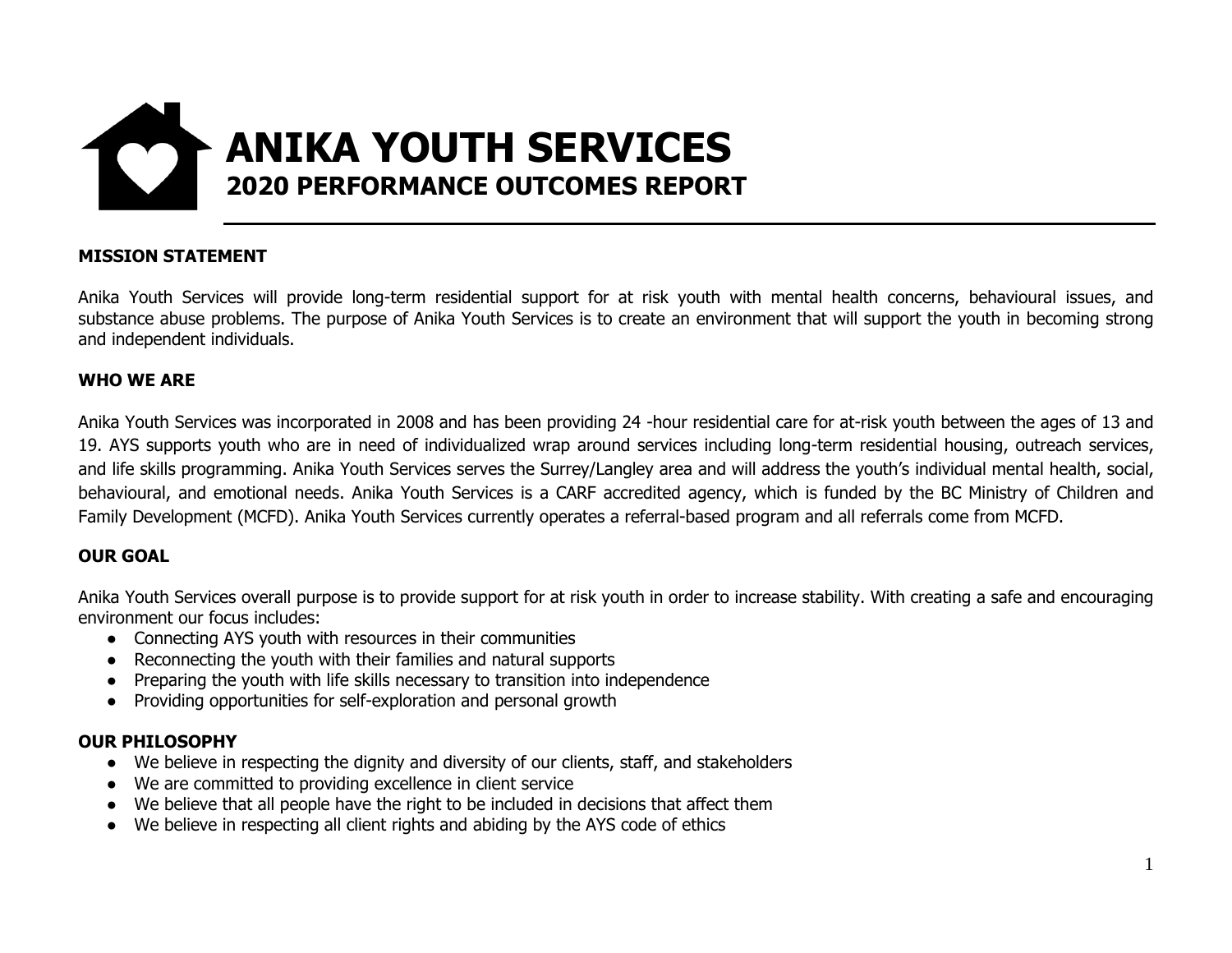# ANIKA YOUTH SERVICES

## 2020 PERFORMANCE OUTCOMES REPORT

### MISSION STATEMENT

Anika Youth Services will provide long-term residential support for at risk youth with mental health concerns, behavioural issues, and substance abuse problems. The purpose of Anika Youth Services is to create an environment that will support the youth in becoming strong and independent individuals.

### WHO WE ARE

Anika Youth Services was incorporated in 2008 and has been providing 24 -hour residential care for at-risk youth between the ages of 13 and 19. AYS supports youth who are in need of individualized wrap around services including long-term residential housing, outreach services, and life skills programming. Anika Youth Services serves the Surrey/Langley area and will address the youth's individual mental health, social, behavioural, and emotional needs. Anika Youth Services is a CARF accredited agency, which is funded by the BC Ministry of Children and Family Development (MCFD). Anika Youth Services currently operates a referral-based program and all referrals come from MCFD.

### OUR GOAL

Anika Youth Services overall purpose is to provide support for at risk youth in order to increase stability. With creating a safe and encouraging environment our focus includes:

- Connecting AYS youth with resources in their communities
- Reconnecting the youth with their families and natural supports
- Preparing the youth with life skills necessary to transition into independence
- Providing opportunities for self-exploration and personal growth

### OUR PHILOSOPHY

- We believe in respecting the dignity and diversity of our clients, staff, and stakeholders
- We are committed to providing excellence in client service
- We believe that all people have the right to be included in decisions that affect them
- We believe in respecting all client rights and abiding by the AYS code of ethics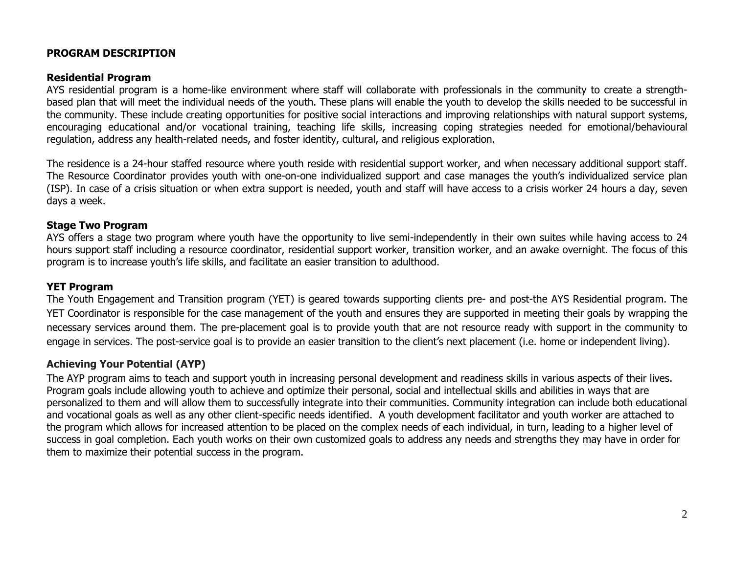## PROGRAM DESCRIPTION

### Residential Program

AYS residential program is a home-like environment where staff will collaborate with professionals in the community to create a strength-based plan that will meet the individual needs of the youth. These plans will enable the youth to develop the skills needed to be successful in the community. These include creating opportunities for positive social interactions and improving relationships with natural support systems, encouraging educational and/or vocational training, teaching life skills, increasing coping strategies needed for emotional/behavioural regulation, address any health-related needs, and foster identity, cultural, and religious exploration.

The residence is a 24-hour staffed resource where youth reside with residential support worker, and when necessary additional support staff. The Resource Coordinator provides youth with one-on-one individualized support and case manages the youth's individualized service plan (ISP). In case of a crisis situation or when extra support is needed, youth and staff will have access to a crisis worker 24 hours a day, seven days a week.

### Stage Two Program

AYS offers a stage two program where youth have the opportunity to live semi-independently in their own suites while having access to 24 hours support staff including a resource coordinator, residential support worker, transition worker, and an awake overnight. The focus of this program is to increase youth's life skills, and facilitate an easier transition to adulthood.

### YET Program

The Youth Engagement and Transition program (YET) is geared towards supporting clients pre- and post-the AYS Residential program. The YET Coordinator is responsible for the case management of the youth and ensures they are supported in meeting their goals by wrapping the necessary services around them. The pre-placement goal is to provide youth that are not resource ready with support in the community to engage in services. The post-service goal is to provide an easier transition to the client's next placement (i.e. home or independent living).

### Achieving Your Potential (AYP)

The AYP program aims to teach and support youth in increasing personal development and readiness skills in various aspects of their lives. Program goals include allowing youth to achieve and optimize their personal, social and intellectual skills and abilities in ways that are personalized to them and will allow them to successfully integrate into their communities. Community integration can include both educational and vocational goals as well as any other client-specific needs identified. A youth development facilitator and youth worker are attached to the program which allows for increased attention to be placed on the complex needs of each individual, in turn, leading to a higher level of success in goal completion. Each youth works on their own customized goals to address any needs and strengths they may have in order for them to maximize their potential success in the program.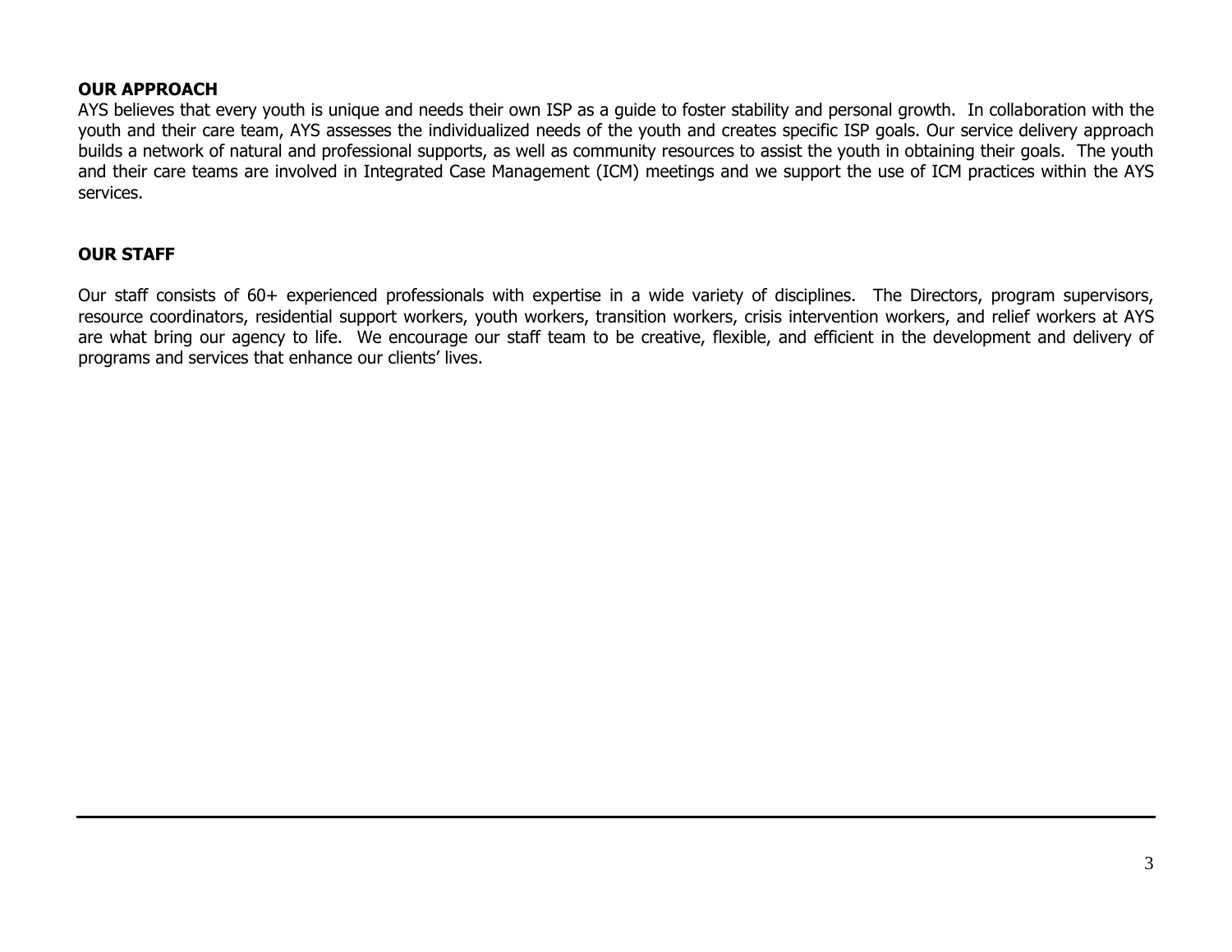**OUR APPROACH**

AYS believes that every youth is unique and needs their own ISP as a guide to foster stability and personal growth. In collaboration with the youth and their care team, AYS assesses the individualized needs of the youth and creates specific ISP goals. Our service delivery approach builds a network of natural and professional supports, as well as community resources to assist the youth in obtaining their goals. The youth and their care teams are involved in Integrated Case Management (ICM) meetings and we support the use of ICM practices within the AYS services.

**OUR STAFF**

Our staff consists of 60+ experienced professionals with expertise in a wide variety of disciplines. The Directors, program supervisors, resource coordinators, residential support workers, youth workers, transition workers, crisis intervention workers, and relief workers at AYS are what bring our agency to life. We encourage our staff team to be creative, flexible, and efficient in the development and delivery of programs and services that enhance our clients' lives.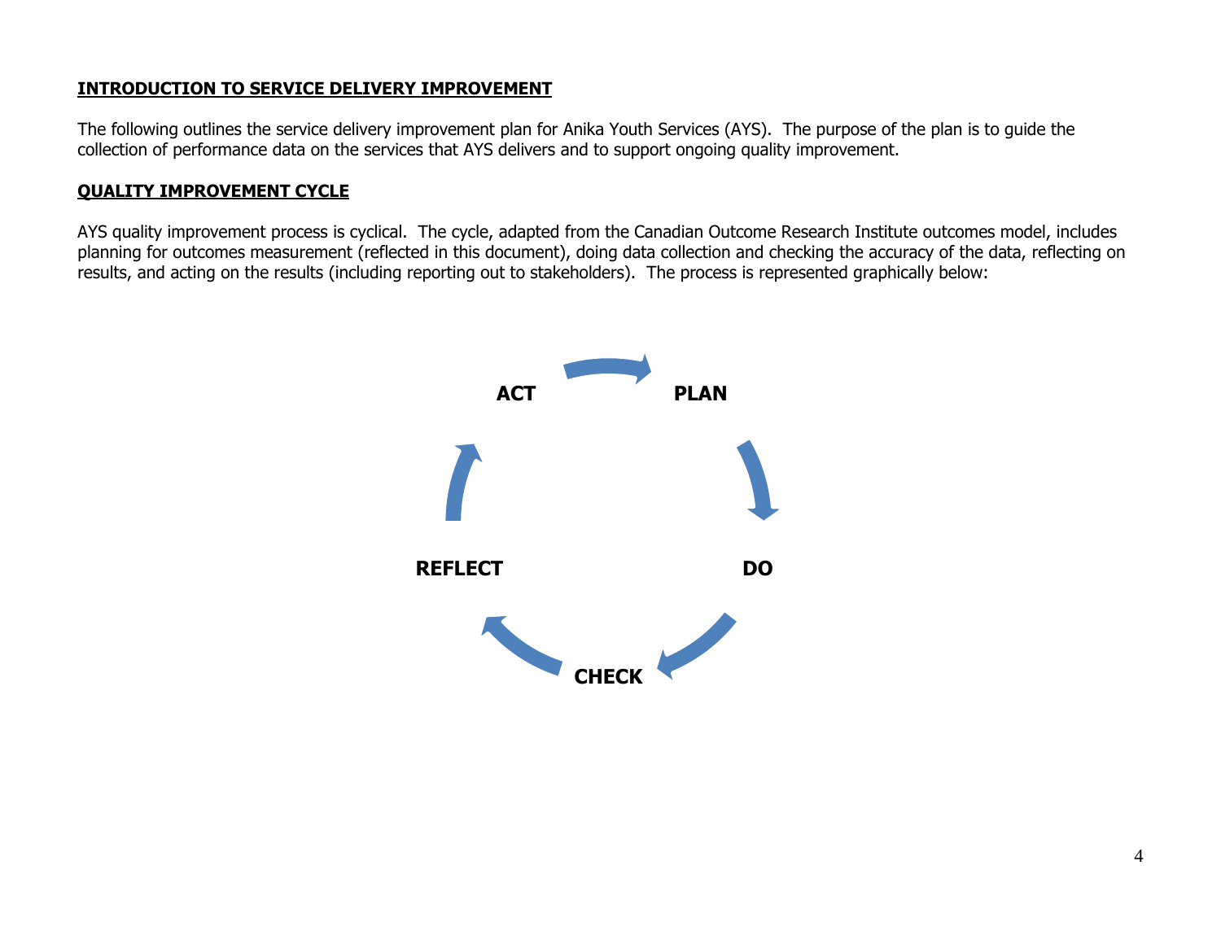## INTRODUCTION TO SERVICE DELIVERY IMPROVEMENT

The following outlines the service delivery improvement plan for Anika Youth Services (AYS). The purpose of the plan is to guide the collection of performance data on the services that AYS delivers and to support ongoing quality improvement.

## QUALITY IMPROVEMENT CYCLE

AYS quality improvement process is cyclical. The cycle, adapted from the Canadian Outcome Research Institute outcomes model, includes planning for outcomes measurement (reflected in this document), doing data collection and checking the accuracy of the data, reflecting on results, and acting on the results (including reporting out to stakeholders). The process is represented graphically below:

**ACT** → **PLAN** → **DO** → **CHECK** → **REFLECT** → **ACT**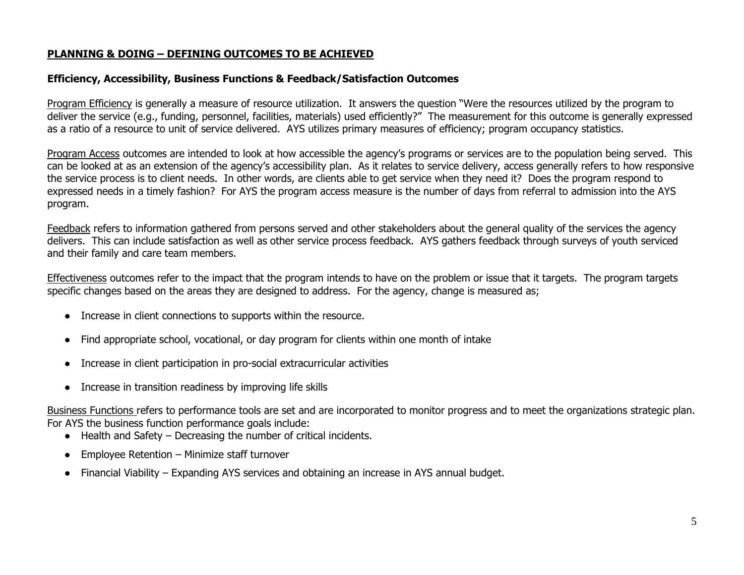## PLANNING & DOING – DEFINING OUTCOMES TO BE ACHIEVED

### Efficiency, Accessibility, Business Functions & Feedback/Satisfaction Outcomes

Program Efficiency is generally a measure of resource utilization. It answers the question "Were the resources utilized by the program to deliver the service (e.g., funding, personnel, facilities, materials) used efficiently?" The measurement for this outcome is generally expressed as a ratio of a resource to unit of service delivered. AYS utilizes primary measures of efficiency; program occupancy statistics.

Program Access outcomes are intended to look at how accessible the agency's programs or services are to the population being served. This can be looked at as an extension of the agency's accessibility plan. As it relates to service delivery, access generally refers to how responsive the service process is to client needs. In other words, are clients able to get service when they need it? Does the program respond to expressed needs in a timely fashion? For AYS the program access measure is the number of days from referral to admission into the AYS program.

Feedback refers to information gathered from persons served and other stakeholders about the general quality of the services the agency delivers. This can include satisfaction as well as other service process feedback. AYS gathers feedback through surveys of youth serviced and their family and care team members.

Effectiveness outcomes refer to the impact that the program intends to have on the problem or issue that it targets. The program targets specific changes based on the areas they are designed to address. For the agency, change is measured as;

- Increase in client connections to supports within the resource.
- Find appropriate school, vocational, or day program for clients within one month of intake
- Increase in client participation in pro-social extracurricular activities
- Increase in transition readiness by improving life skills

Business Functions refers to performance tools are set and are incorporated to monitor progress and to meet the organizations strategic plan. For AYS the business function performance goals include:

- Health and Safety – Decreasing the number of critical incidents.
- Employee Retention – Minimize staff turnover
- Financial Viability – Expanding AYS services and obtaining an increase in AYS annual budget.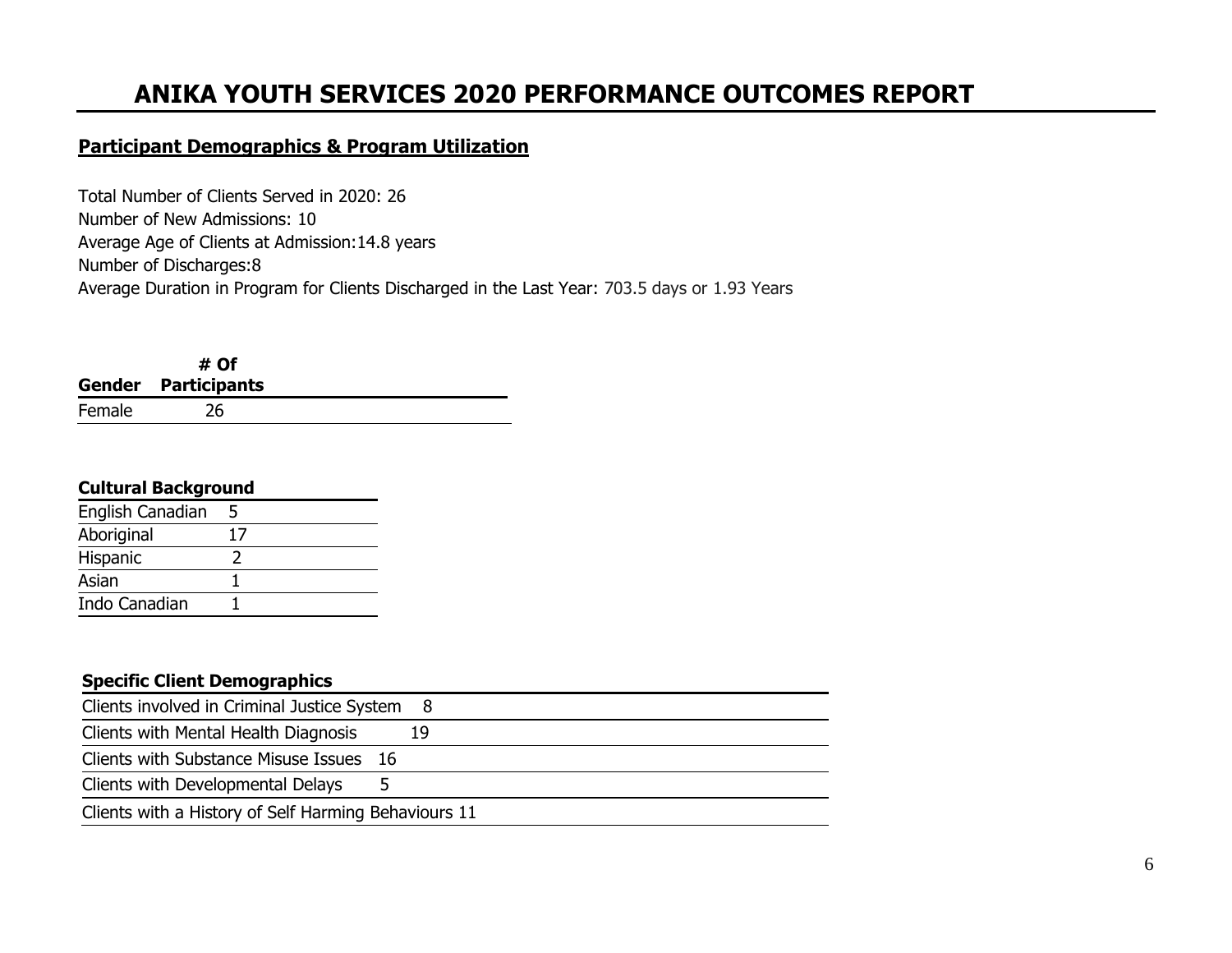# ANIKA YOUTH SERVICES 2020 PERFORMANCE OUTCOMES REPORT

## Participant Demographics & Program Utilization

Total Number of Clients Served in 2020: 26
Number of New Admissions: 10
Average Age of Clients at Admission:14.8 years
Number of Discharges:8
Average Duration in Program for Clients Discharged in the Last Year: 703.5 days or 1.93 Years

| Gender | # Of Participants |
|---|---|
| Female | 26 |

| Cultural Background | |
|---|---|
| English Canadian | 5 |
| Aboriginal | 17 |
| Hispanic | 2 |
| Asian | 1 |
| Indo Canadian | 1 |

| Specific Client Demographics | |
|---|---|
| Clients involved in Criminal Justice System | 8 |
| Clients with Mental Health Diagnosis | 19 |
| Clients with Substance Misuse Issues | 16 |
| Clients with Developmental Delays | 5 |
| Clients with a History of Self Harming Behaviours | 11 |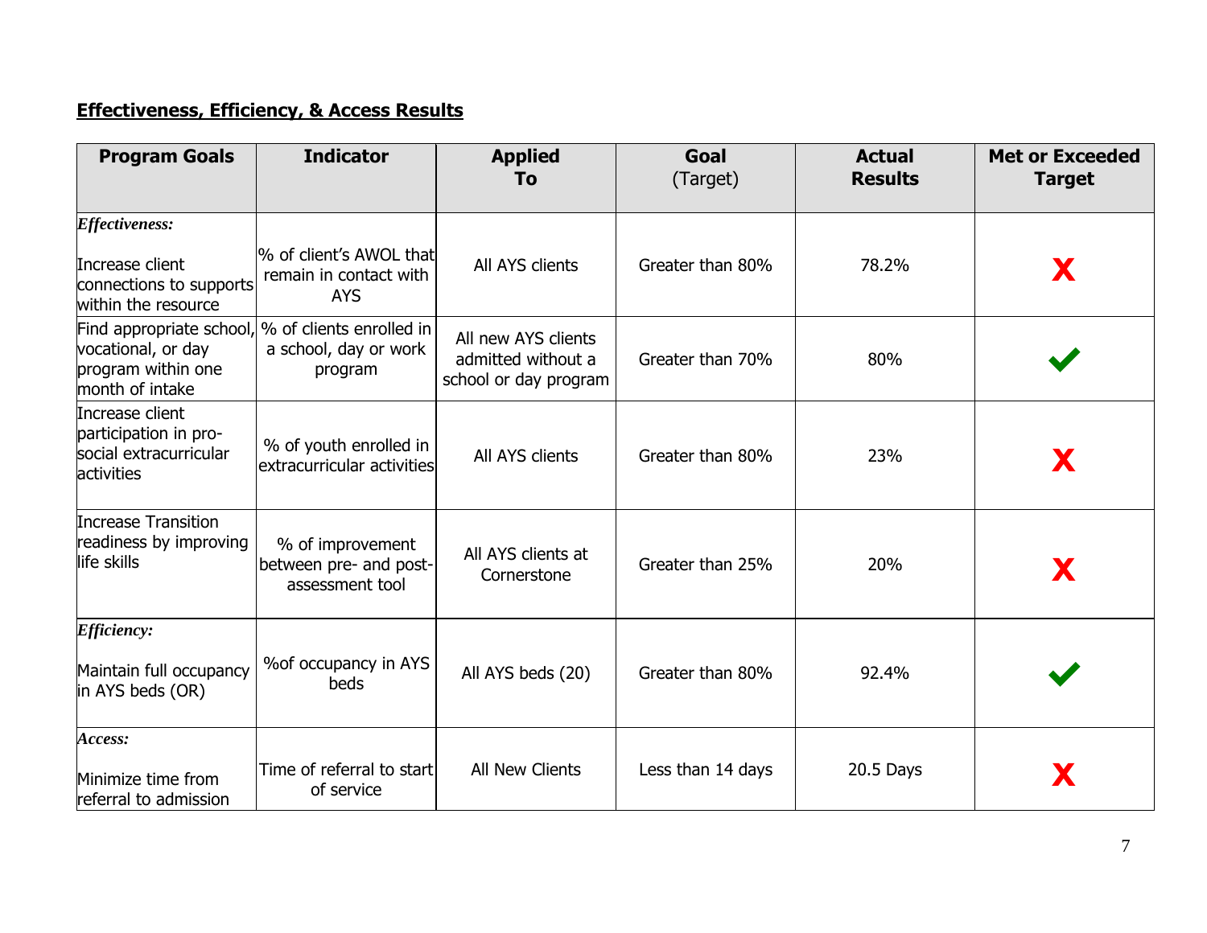## Effectiveness, Efficiency, & Access Results

| Program Goals | Indicator | Applied To | Goal (Target) | Actual Results | Met or Exceeded Target |
|---|---|---|---|---|---|
| ***Effectiveness:*** Increase client connections to supports within the resource | % of client's AWOL that remain in contact with AYS | All AYS clients | Greater than 80% | 78.2% | ✗ |
| Find appropriate school, vocational, or day program within one month of intake | % of clients enrolled in a school, day or work program | All new AYS clients admitted without a school or day program | Greater than 70% | 80% | ✓ |
| Increase client participation in pro-social extracurricular activities | % of youth enrolled in extracurricular activities | All AYS clients | Greater than 80% | 23% | ✗ |
| Increase Transition readiness by improving life skills | % of improvement between pre- and post-assessment tool | All AYS clients at Cornerstone | Greater than 25% | 20% | ✗ |
| ***Efficiency:*** Maintain full occupancy in AYS beds (OR) | %of occupancy in AYS beds | All AYS beds (20) | Greater than 80% | 92.4% | ✓ |
| ***Access:*** Minimize time from referral to admission | Time of referral to start of service | All New Clients | Less than 14 days | 20.5 Days | ✗ |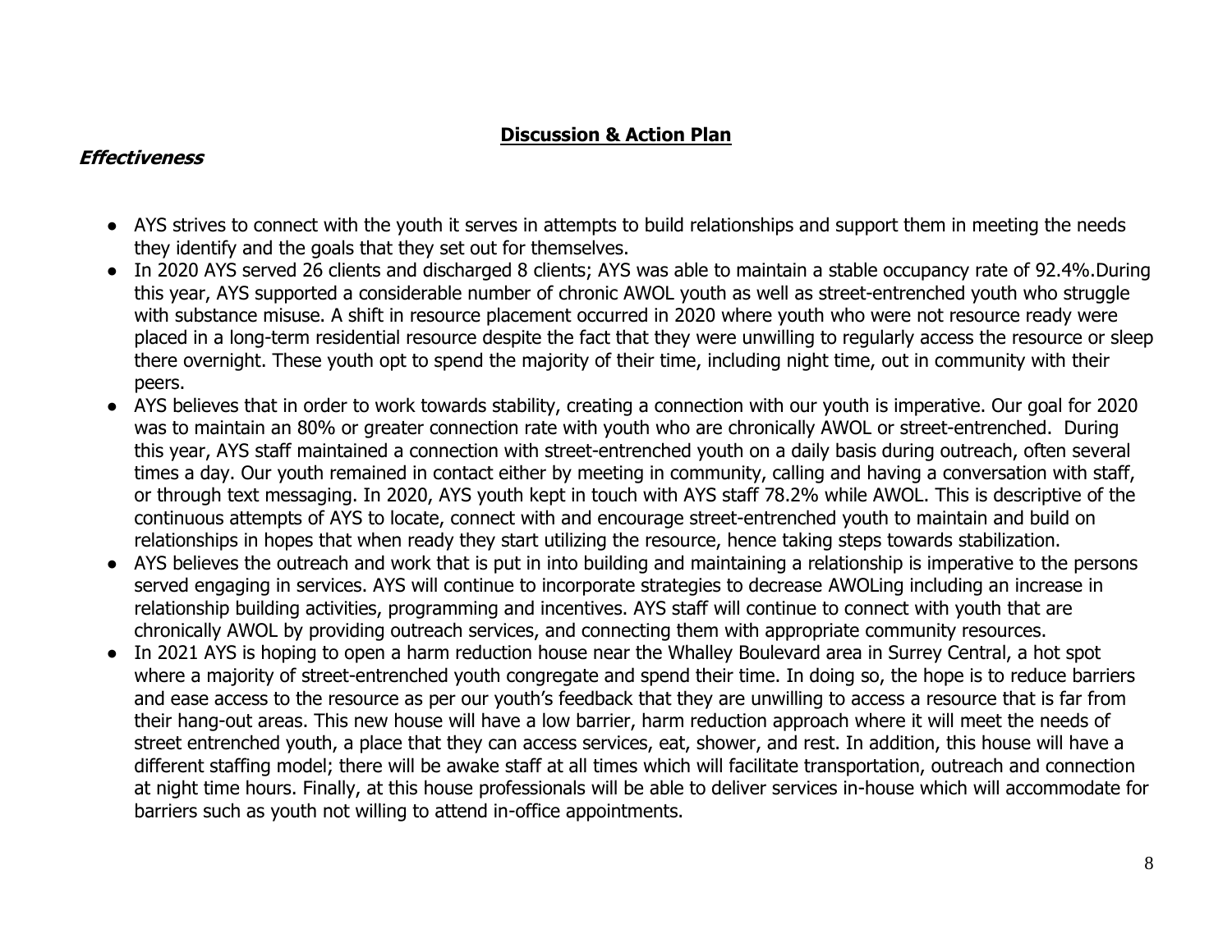## Discussion & Action Plan

***Effectiveness***

- AYS strives to connect with the youth it serves in attempts to build relationships and support them in meeting the needs they identify and the goals that they set out for themselves.
- In 2020 AYS served 26 clients and discharged 8 clients; AYS was able to maintain a stable occupancy rate of 92.4%.During this year, AYS supported a considerable number of chronic AWOL youth as well as street-entrenched youth who struggle with substance misuse. A shift in resource placement occurred in 2020 where youth who were not resource ready were placed in a long-term residential resource despite the fact that they were unwilling to regularly access the resource or sleep there overnight. These youth opt to spend the majority of their time, including night time, out in community with their peers.
- AYS believes that in order to work towards stability, creating a connection with our youth is imperative. Our goal for 2020 was to maintain an 80% or greater connection rate with youth who are chronically AWOL or street-entrenched. During this year, AYS staff maintained a connection with street-entrenched youth on a daily basis during outreach, often several times a day. Our youth remained in contact either by meeting in community, calling and having a conversation with staff, or through text messaging. In 2020, AYS youth kept in touch with AYS staff 78.2% while AWOL. This is descriptive of the continuous attempts of AYS to locate, connect with and encourage street-entrenched youth to maintain and build on relationships in hopes that when ready they start utilizing the resource, hence taking steps towards stabilization.
- AYS believes the outreach and work that is put in into building and maintaining a relationship is imperative to the persons served engaging in services. AYS will continue to incorporate strategies to decrease AWOLing including an increase in relationship building activities, programming and incentives. AYS staff will continue to connect with youth that are chronically AWOL by providing outreach services, and connecting them with appropriate community resources.
- In 2021 AYS is hoping to open a harm reduction house near the Whalley Boulevard area in Surrey Central, a hot spot where a majority of street-entrenched youth congregate and spend their time. In doing so, the hope is to reduce barriers and ease access to the resource as per our youth's feedback that they are unwilling to access a resource that is far from their hang-out areas. This new house will have a low barrier, harm reduction approach where it will meet the needs of street entrenched youth, a place that they can access services, eat, shower, and rest. In addition, this house will have a different staffing model; there will be awake staff at all times which will facilitate transportation, outreach and connection at night time hours. Finally, at this house professionals will be able to deliver services in-house which will accommodate for barriers such as youth not willing to attend in-office appointments.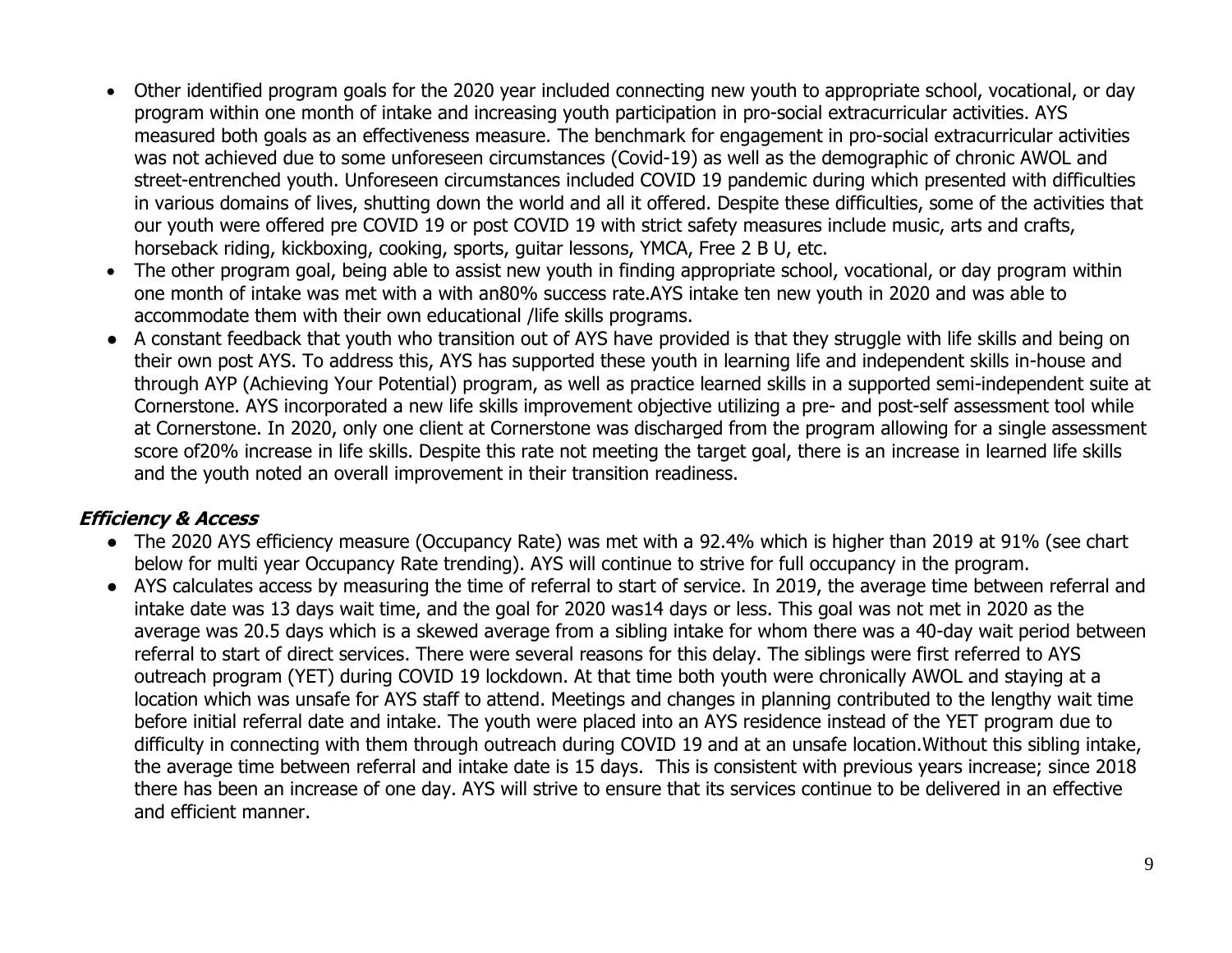- Other identified program goals for the 2020 year included connecting new youth to appropriate school, vocational, or day program within one month of intake and increasing youth participation in pro-social extracurricular activities. AYS measured both goals as an effectiveness measure. The benchmark for engagement in pro-social extracurricular activities was not achieved due to some unforeseen circumstances (Covid-19) as well as the demographic of chronic AWOL and street-entrenched youth. Unforeseen circumstances included COVID 19 pandemic during which presented with difficulties in various domains of lives, shutting down the world and all it offered. Despite these difficulties, some of the activities that our youth were offered pre COVID 19 or post COVID 19 with strict safety measures include music, arts and crafts, horseback riding, kickboxing, cooking, sports, guitar lessons, YMCA, Free 2 B U, etc.
- The other program goal, being able to assist new youth in finding appropriate school, vocational, or day program within one month of intake was met with a with an80% success rate.AYS intake ten new youth in 2020 and was able to accommodate them with their own educational /life skills programs.
- A constant feedback that youth who transition out of AYS have provided is that they struggle with life skills and being on their own post AYS. To address this, AYS has supported these youth in learning life and independent skills in-house and through AYP (Achieving Your Potential) program, as well as practice learned skills in a supported semi-independent suite at Cornerstone. AYS incorporated a new life skills improvement objective utilizing a pre- and post-self assessment tool while at Cornerstone. In 2020, only one client at Cornerstone was discharged from the program allowing for a single assessment score of20% increase in life skills. Despite this rate not meeting the target goal, there is an increase in learned life skills and the youth noted an overall improvement in their transition readiness.

### ***Efficiency & Access***

- The 2020 AYS efficiency measure (Occupancy Rate) was met with a 92.4% which is higher than 2019 at 91% (see chart below for multi year Occupancy Rate trending). AYS will continue to strive for full occupancy in the program.
- AYS calculates access by measuring the time of referral to start of service. In 2019, the average time between referral and intake date was 13 days wait time, and the goal for 2020 was14 days or less. This goal was not met in 2020 as the average was 20.5 days which is a skewed average from a sibling intake for whom there was a 40-day wait period between referral to start of direct services. There were several reasons for this delay. The siblings were first referred to AYS outreach program (YET) during COVID 19 lockdown. At that time both youth were chronically AWOL and staying at a location which was unsafe for AYS staff to attend. Meetings and changes in planning contributed to the lengthy wait time before initial referral date and intake. The youth were placed into an AYS residence instead of the YET program due to difficulty in connecting with them through outreach during COVID 19 and at an unsafe location.Without this sibling intake, the average time between referral and intake date is 15 days. This is consistent with previous years increase; since 2018 there has been an increase of one day. AYS will strive to ensure that its services continue to be delivered in an effective and efficient manner.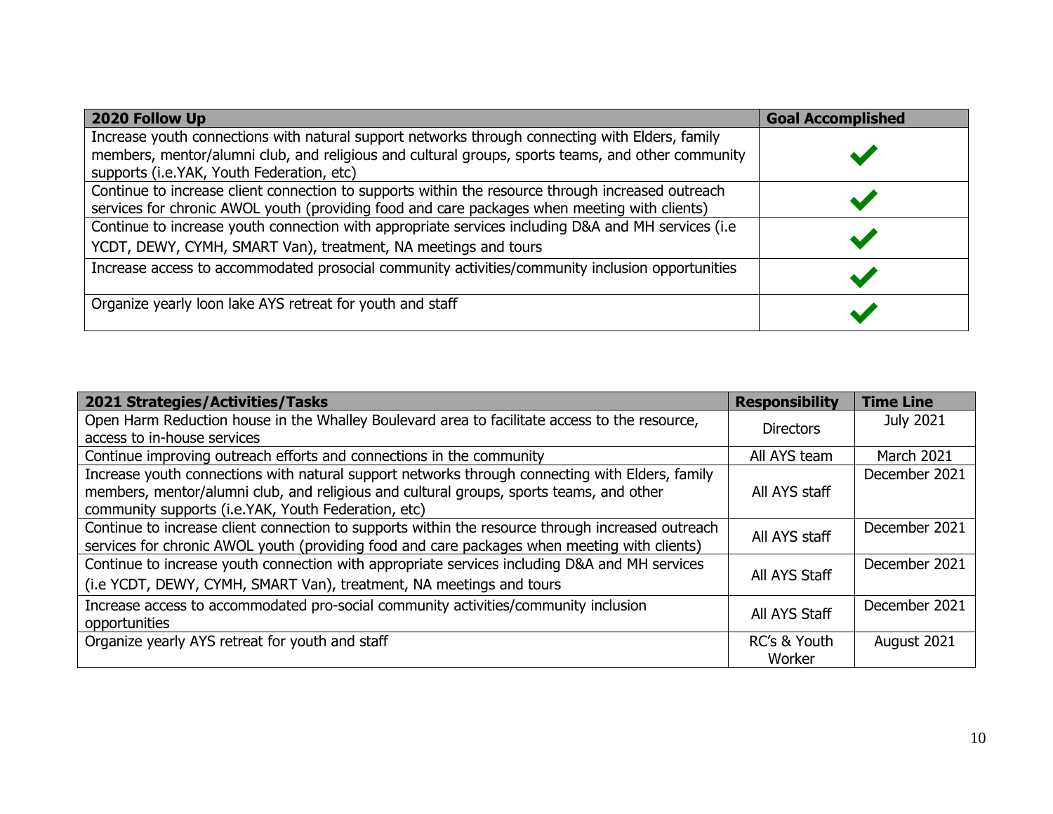| 2020 Follow Up | Goal Accomplished |
| --- | --- |
| Increase youth connections with natural support networks through connecting with Elders, family members, mentor/alumni club, and religious and cultural groups, sports teams, and other community supports (i.e.YAK, Youth Federation, etc) | ✔ |
| Continue to increase client connection to supports within the resource through increased outreach services for chronic AWOL youth (providing food and care packages when meeting with clients) | ✔ |
| Continue to increase youth connection with appropriate services including D&A and MH services (i.e YCDT, DEWY, CYMH, SMART Van), treatment, NA meetings and tours | ✔ |
| Increase access to accommodated prosocial community activities/community inclusion opportunities | ✔ |
| Organize yearly loon lake AYS retreat for youth and staff | ✔ |

| 2021 Strategies/Activities/Tasks | Responsibility | Time Line |
| --- | --- | --- |
| Open Harm Reduction house in the Whalley Boulevard area to facilitate access to the resource, access to in-house services | Directors | July 2021 |
| Continue improving outreach efforts and connections in the community | All AYS team | March 2021 |
| Increase youth connections with natural support networks through connecting with Elders, family members, mentor/alumni club, and religious and cultural groups, sports teams, and other community supports (i.e.YAK, Youth Federation, etc) | All AYS staff | December 2021 |
| Continue to increase client connection to supports within the resource through increased outreach services for chronic AWOL youth (providing food and care packages when meeting with clients) | All AYS staff | December 2021 |
| Continue to increase youth connection with appropriate services including D&A and MH services (i.e YCDT, DEWY, CYMH, SMART Van), treatment, NA meetings and tours | All AYS Staff | December 2021 |
| Increase access to accommodated pro-social community activities/community inclusion opportunities | All AYS Staff | December 2021 |
| Organize yearly AYS retreat for youth and staff | RC's & Youth Worker | August 2021 |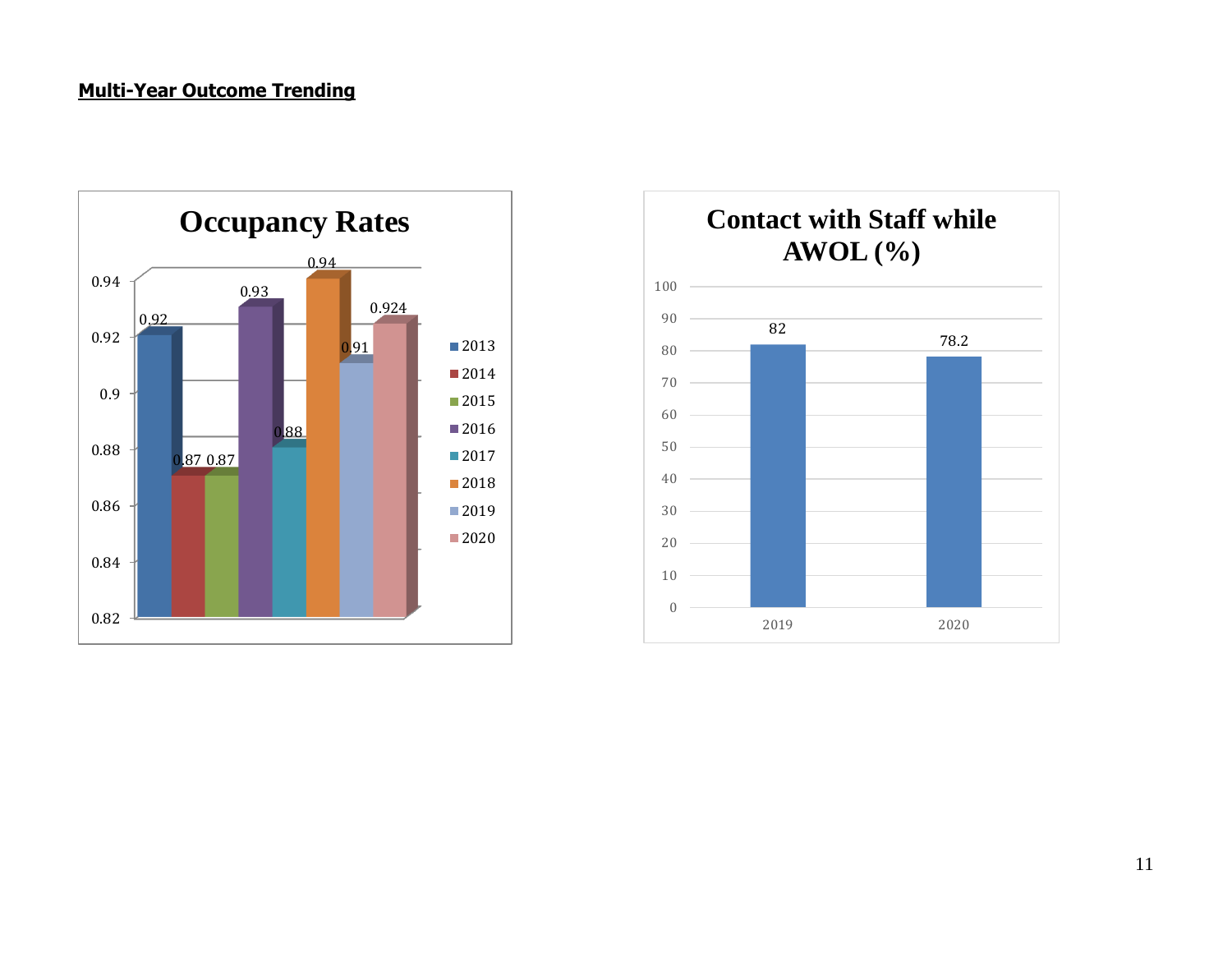**Multi-Year Outcome Trending**

**Occupancy Rates**

| Year | Occupancy Rate |
|---|---|
| 2013 | 0.92 |
| 2014 | 0.87 |
| 2015 | 0.87 |
| 2016 | 0.93 |
| 2017 | 0.88 |
| 2018 | 0.94 |
| 2019 | 0.91 |
| 2020 | 0.924 |

**Contact with Staff while AWOL (%)**

| Year | % |
|---|---|
| 2019 | 82 |
| 2020 | 78.2 |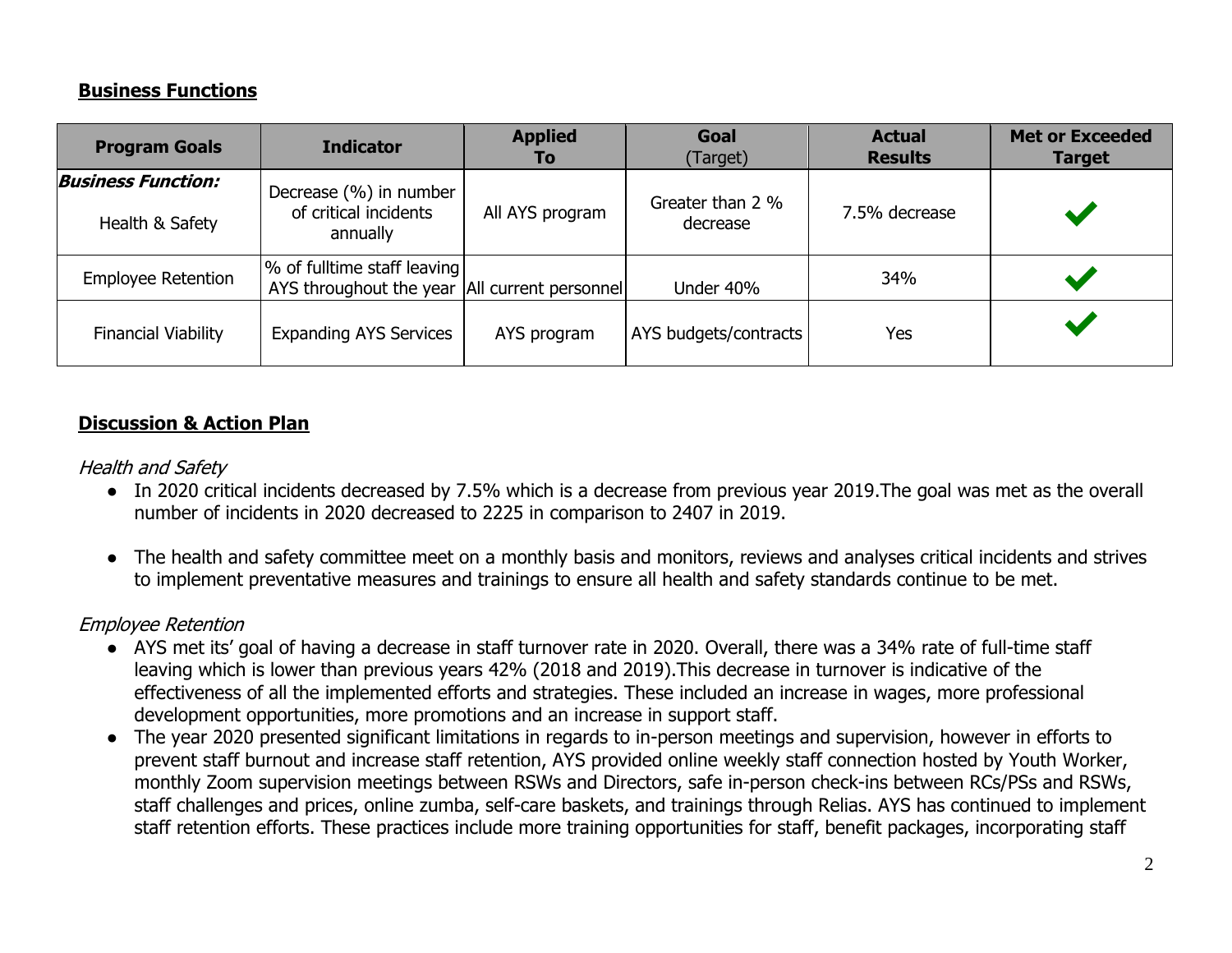**Business Functions**

| Program Goals | Indicator | Applied To | Goal (Target) | Actual Results | Met or Exceeded Target |
|---|---|---|---|---|---|
| ***Business Function:*** Health & Safety | Decrease (%) in number of critical incidents annually | All AYS program | Greater than 2 % decrease | 7.5% decrease | ✔ |
| Employee Retention | % of fulltime staff leaving AYS throughout the year | All current personnel | Under 40% | 34% | ✔ |
| Financial Viability | Expanding AYS Services | AYS program | AYS budgets/contracts | Yes | ✔ |

**Discussion & Action Plan**

*Health and Safety*

- In 2020 critical incidents decreased by 7.5% which is a decrease from previous year 2019.The goal was met as the overall number of incidents in 2020 decreased to 2225 in comparison to 2407 in 2019.

- The health and safety committee meet on a monthly basis and monitors, reviews and analyses critical incidents and strives to implement preventative measures and trainings to ensure all health and safety standards continue to be met.

*Employee Retention*

- AYS met its' goal of having a decrease in staff turnover rate in 2020. Overall, there was a 34% rate of full-time staff leaving which is lower than previous years 42% (2018 and 2019).This decrease in turnover is indicative of the effectiveness of all the implemented efforts and strategies. These included an increase in wages, more professional development opportunities, more promotions and an increase in support staff.
- The year 2020 presented significant limitations in regards to in-person meetings and supervision, however in efforts to prevent staff burnout and increase staff retention, AYS provided online weekly staff connection hosted by Youth Worker, monthly Zoom supervision meetings between RSWs and Directors, safe in-person check-ins between RCs/PSs and RSWs, staff challenges and prices, online zumba, self-care baskets, and trainings through Relias. AYS has continued to implement staff retention efforts. These practices include more training opportunities for staff, benefit packages, incorporating staff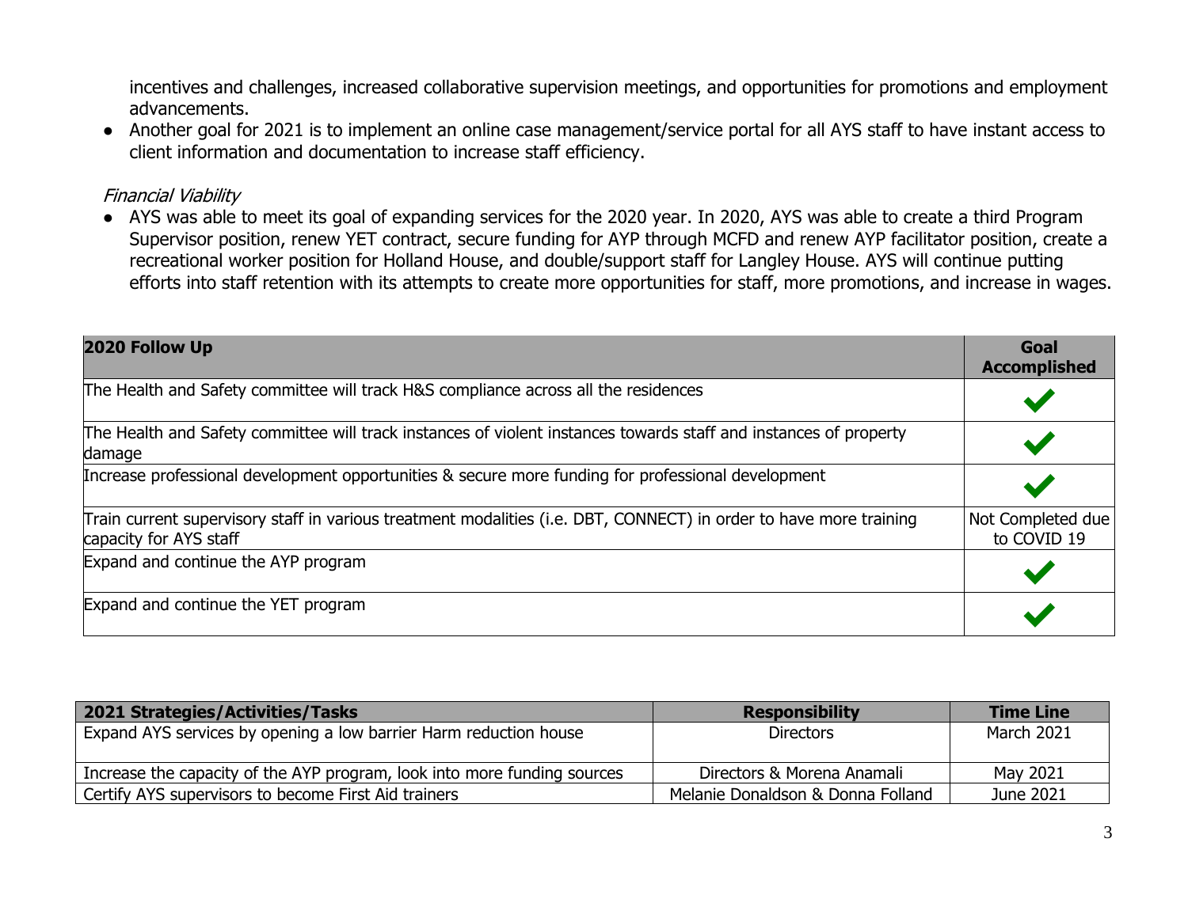incentives and challenges, increased collaborative supervision meetings, and opportunities for promotions and employment advancements.

- Another goal for 2021 is to implement an online case management/service portal for all AYS staff to have instant access to client information and documentation to increase staff efficiency.

*Financial Viability*

- AYS was able to meet its goal of expanding services for the 2020 year. In 2020, AYS was able to create a third Program Supervisor position, renew YET contract, secure funding for AYP through MCFD and renew AYP facilitator position, create a recreational worker position for Holland House, and double/support staff for Langley House. AYS will continue putting efforts into staff retention with its attempts to create more opportunities for staff, more promotions, and increase in wages.

| 2020 Follow Up | Goal Accomplished |
|---|---|
| The Health and Safety committee will track H&S compliance across all the residences | ✔ |
| The Health and Safety committee will track instances of violent instances towards staff and instances of property damage | ✔ |
| Increase professional development opportunities & secure more funding for professional development | ✔ |
| Train current supervisory staff in various treatment modalities (i.e. DBT, CONNECT) in order to have more training capacity for AYS staff | Not Completed due to COVID 19 |
| Expand and continue the AYP program | ✔ |
| Expand and continue the YET program | ✔ |

| 2021 Strategies/Activities/Tasks | Responsibility | Time Line |
|---|---|---|
| Expand AYS services by opening a low barrier Harm reduction house | Directors | March 2021 |
| Increase the capacity of the AYP program, look into more funding sources | Directors & Morena Anamali | May 2021 |
| Certify AYS supervisors to become First Aid trainers | Melanie Donaldson & Donna Folland | June 2021 |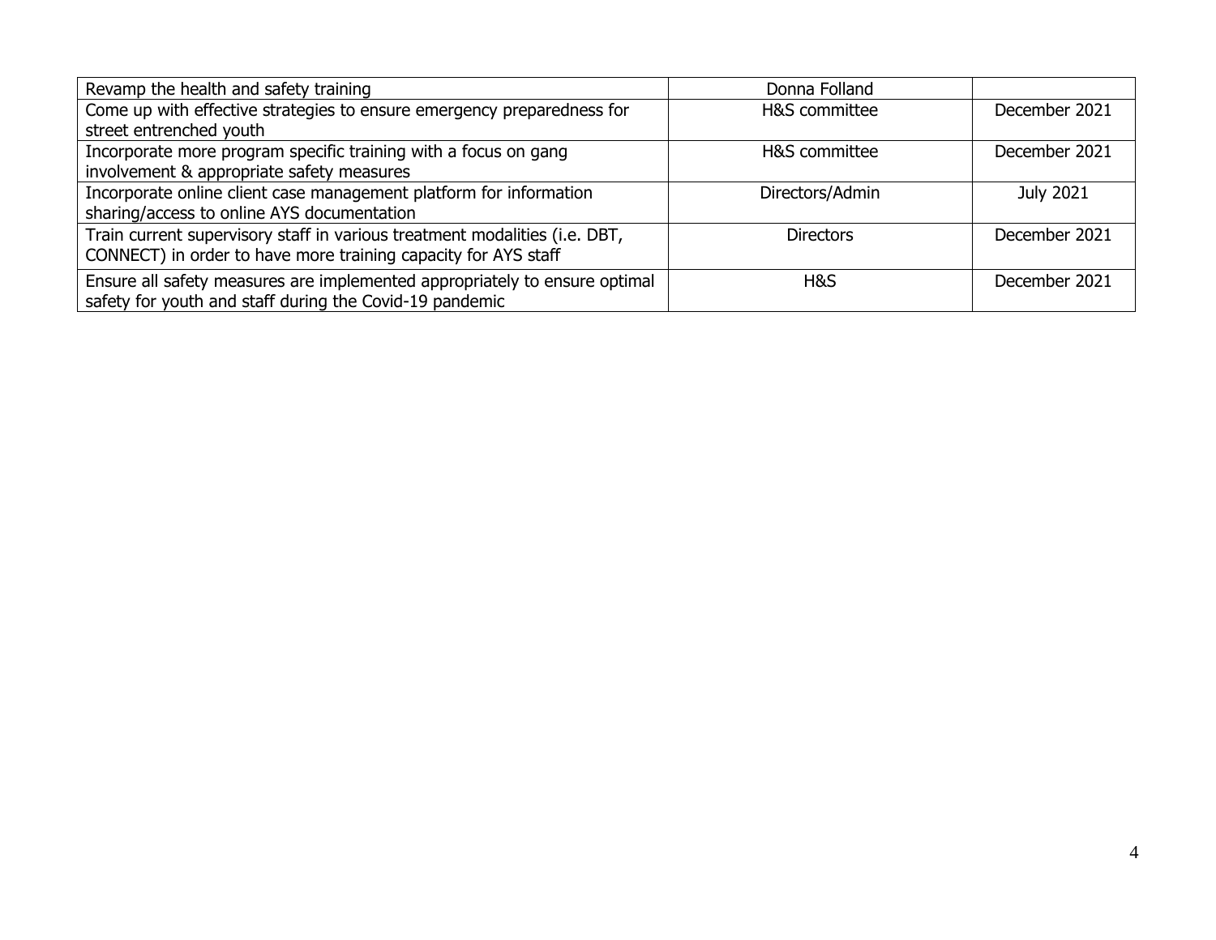| Revamp the health and safety training | Donna Folland | |
|---|---|---|
| Come up with effective strategies to ensure emergency preparedness for street entrenched youth | H&S committee | December 2021 |
| Incorporate more program specific training with a focus on gang involvement & appropriate safety measures | H&S committee | December 2021 |
| Incorporate online client case management platform for information sharing/access to online AYS documentation | Directors/Admin | July 2021 |
| Train current supervisory staff in various treatment modalities (i.e. DBT, CONNECT) in order to have more training capacity for AYS staff | Directors | December 2021 |
| Ensure all safety measures are implemented appropriately to ensure optimal safety for youth and staff during the Covid-19 pandemic | H&S | December 2021 |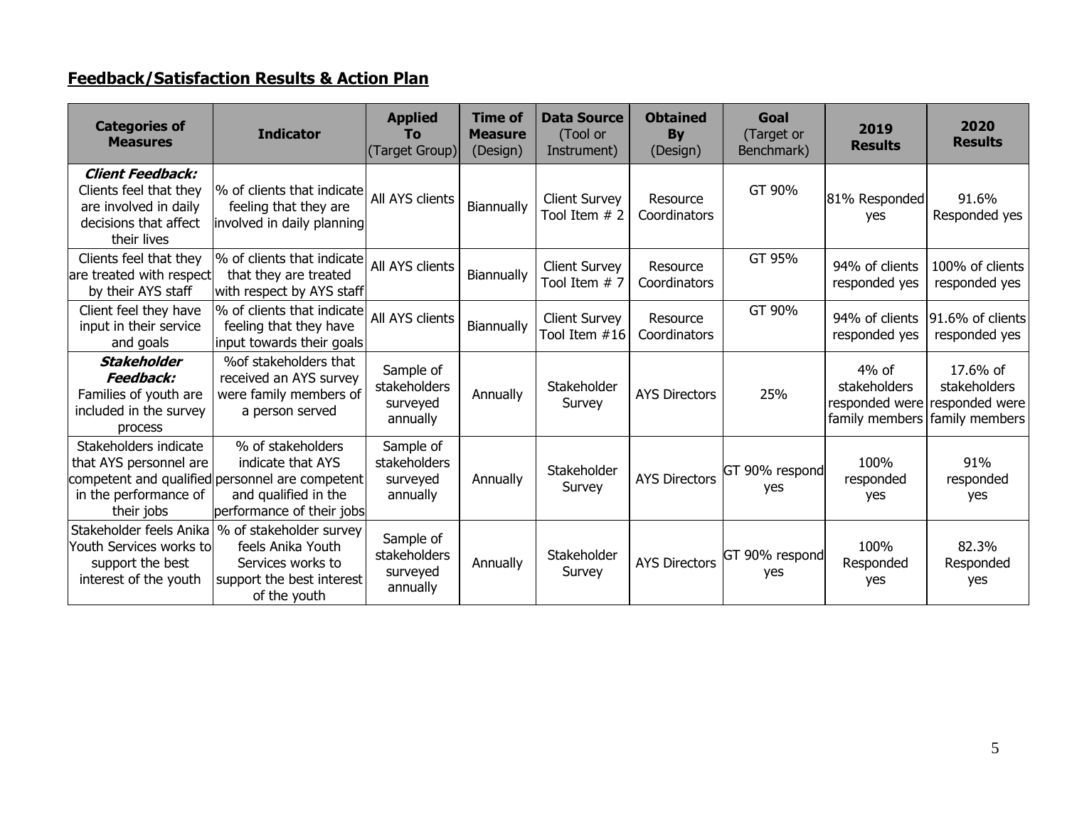## **Feedback/Satisfaction Results & Action Plan**

| Categories of Measures | Indicator | Applied To (Target Group) | Time of Measure (Design) | Data Source (Tool or Instrument) | Obtained By (Design) | Goal (Target or Benchmark) | 2019 Results | 2020 Results |
|---|---|---|---|---|---|---|---|---|
| ***Client Feedback:*** Clients feel that they are involved in daily decisions that affect their lives | % of clients that indicate feeling that they are involved in daily planning | All AYS clients | Biannually | Client Survey Tool Item # 2 | Resource Coordinators | GT 90% | 81% Responded yes | 91.6% Responded yes |
| Clients feel that they are treated with respect by their AYS staff | % of clients that indicate that they are treated with respect by AYS staff | All AYS clients | Biannually | Client Survey Tool Item # 7 | Resource Coordinators | GT 95% | 94% of clients responded yes | 100% of clients responded yes |
| Client feel they have input in their service and goals | % of clients that indicate feeling that they have input towards their goals | All AYS clients | Biannually | Client Survey Tool Item #16 | Resource Coordinators | GT 90% | 94% of clients responded yes | 91.6% of clients responded yes |
| ***Stakeholder Feedback:*** Families of youth are included in the survey process | %of stakeholders that received an AYS survey were family members of a person served | Sample of stakeholders surveyed annually | Annually | Stakeholder Survey | AYS Directors | 25% | 4% of stakeholders responded were family members | 17.6% of stakeholders responded were family members |
| Stakeholders indicate that AYS personnel are competent and qualified in the performance of their jobs | % of stakeholders indicate that AYS personnel are competent and qualified in the performance of their jobs | Sample of stakeholders surveyed annually | Annually | Stakeholder Survey | AYS Directors | GT 90% respond yes | 100% responded yes | 91% responded yes |
| Stakeholder feels Anika Youth Services works to support the best interest of the youth | % of stakeholder survey feels Anika Youth Services works to support the best interest of the youth | Sample of stakeholders surveyed annually | Annually | Stakeholder Survey | AYS Directors | GT 90% respond yes | 100% Responded yes | 82.3% Responded yes |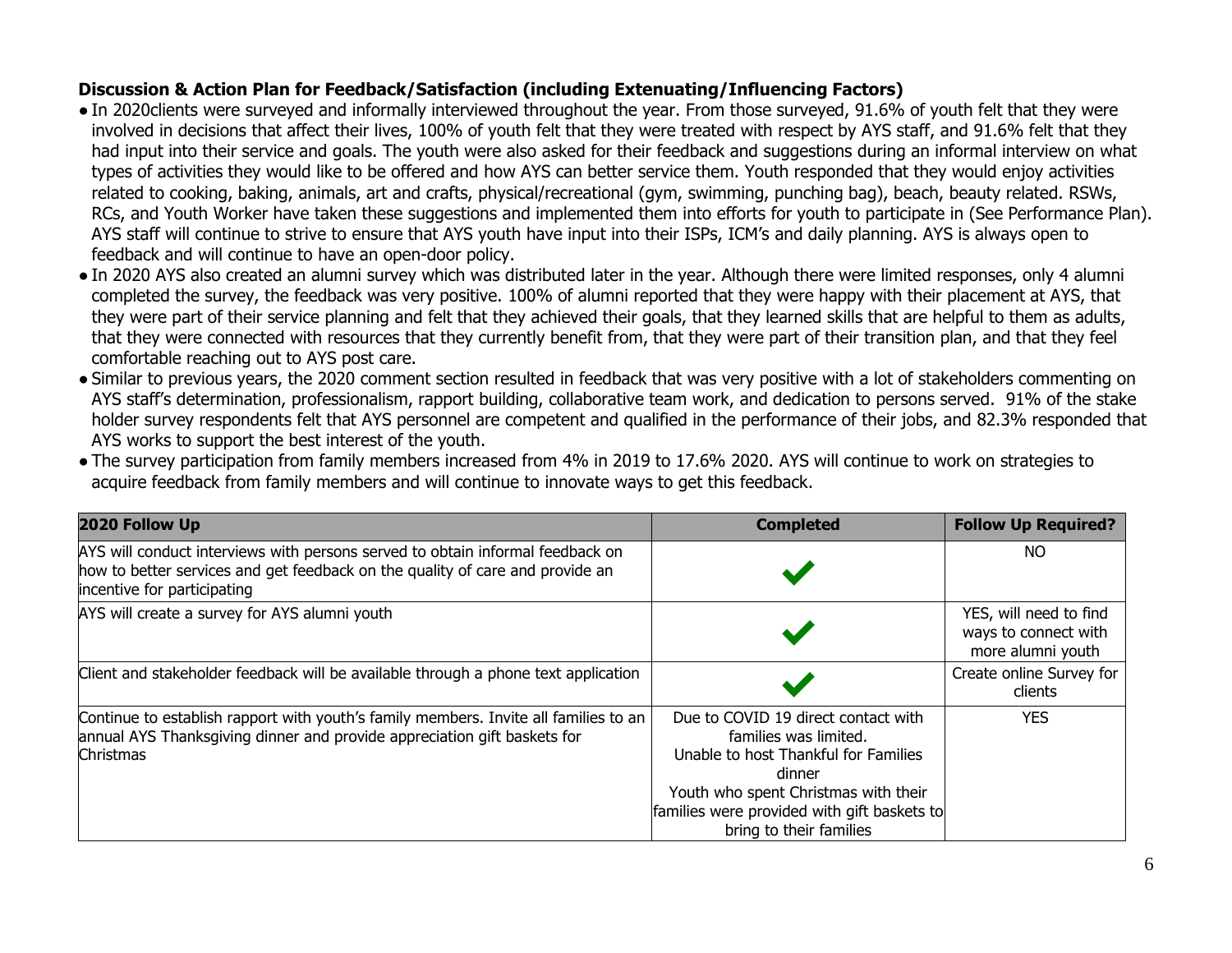**Discussion & Action Plan for Feedback/Satisfaction (including Extenuating/Influencing Factors)**

- In 2020clients were surveyed and informally interviewed throughout the year. From those surveyed, 91.6% of youth felt that they were involved in decisions that affect their lives, 100% of youth felt that they were treated with respect by AYS staff, and 91.6% felt that they had input into their service and goals. The youth were also asked for their feedback and suggestions during an informal interview on what types of activities they would like to be offered and how AYS can better service them. Youth responded that they would enjoy activities related to cooking, baking, animals, art and crafts, physical/recreational (gym, swimming, punching bag), beach, beauty related. RSWs, RCs, and Youth Worker have taken these suggestions and implemented them into efforts for youth to participate in (See Performance Plan). AYS staff will continue to strive to ensure that AYS youth have input into their ISPs, ICM's and daily planning. AYS is always open to feedback and will continue to have an open-door policy.
- In 2020 AYS also created an alumni survey which was distributed later in the year. Although there were limited responses, only 4 alumni completed the survey, the feedback was very positive. 100% of alumni reported that they were happy with their placement at AYS, that they were part of their service planning and felt that they achieved their goals, that they learned skills that are helpful to them as adults, that they were connected with resources that they currently benefit from, that they were part of their transition plan, and that they feel comfortable reaching out to AYS post care.
- Similar to previous years, the 2020 comment section resulted in feedback that was very positive with a lot of stakeholders commenting on AYS staff's determination, professionalism, rapport building, collaborative team work, and dedication to persons served. 91% of the stake holder survey respondents felt that AYS personnel are competent and qualified in the performance of their jobs, and 82.3% responded that AYS works to support the best interest of the youth.
- The survey participation from family members increased from 4% in 2019 to 17.6% 2020. AYS will continue to work on strategies to acquire feedback from family members and will continue to innovate ways to get this feedback.

| 2020 Follow Up | Completed | Follow Up Required? |
|---|---|---|
| AYS will conduct interviews with persons served to obtain informal feedback on how to better services and get feedback on the quality of care and provide an incentive for participating | ✔ | NO |
| AYS will create a survey for AYS alumni youth | ✔ | YES, will need to find ways to connect with more alumni youth |
| Client and stakeholder feedback will be available through a phone text application | ✔ | Create online Survey for clients |
| Continue to establish rapport with youth's family members. Invite all families to an annual AYS Thanksgiving dinner and provide appreciation gift baskets for Christmas | Due to COVID 19 direct contact with families was limited. Unable to host Thankful for Families dinner. Youth who spent Christmas with their families were provided with gift baskets to bring to their families | YES |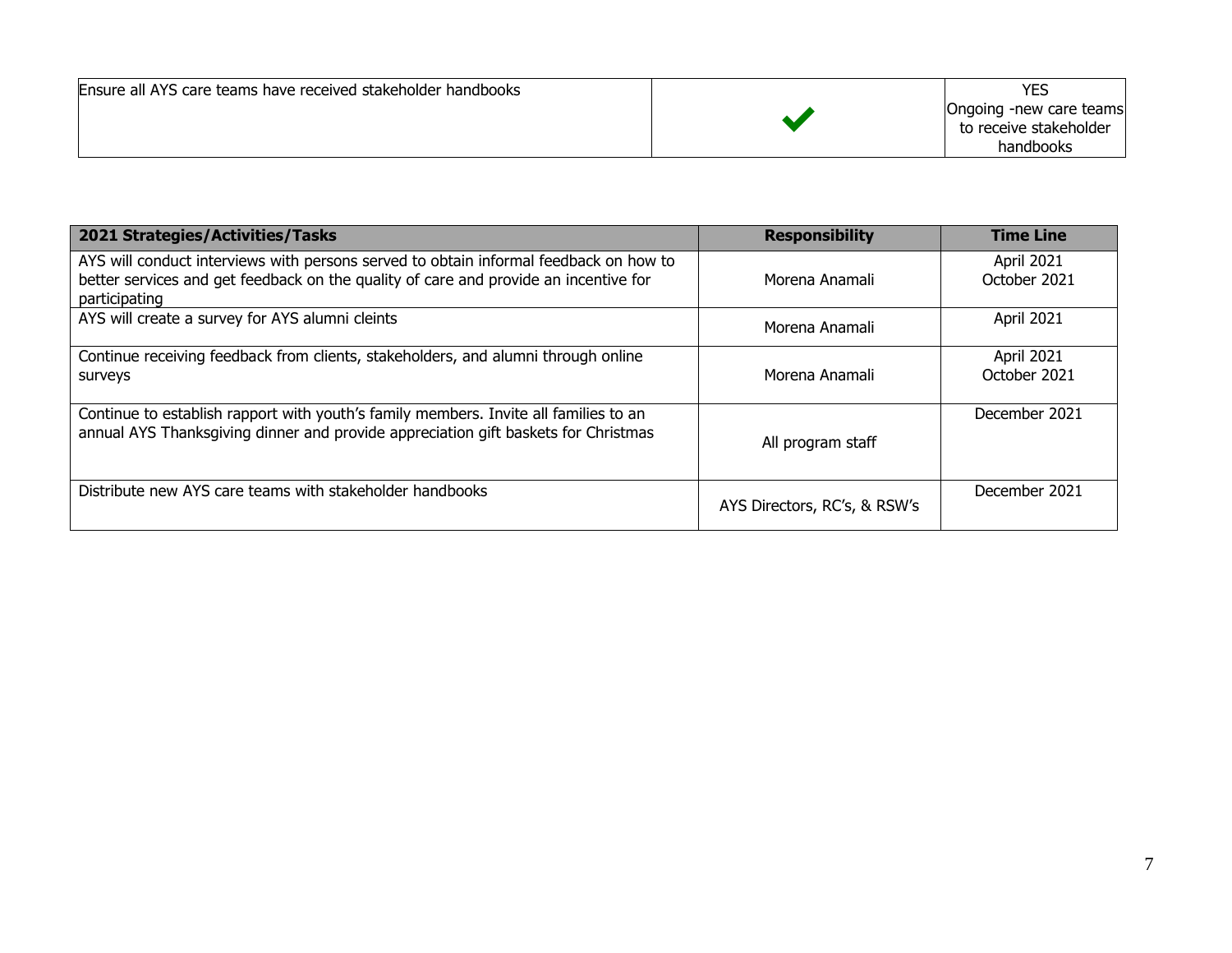| | | |
|---|---|---|
| Ensure all AYS care teams have received stakeholder handbooks | ✔ | YES<br>Ongoing -new care teams to receive stakeholder handbooks |

| 2021 Strategies/Activities/Tasks | Responsibility | Time Line |
|---|---|---|
| AYS will conduct interviews with persons served to obtain informal feedback on how to better services and get feedback on the quality of care and provide an incentive for participating | Morena Anamali | April 2021<br>October 2021 |
| AYS will create a survey for AYS alumni cleints | Morena Anamali | April 2021 |
| Continue receiving feedback from clients, stakeholders, and alumni through online surveys | Morena Anamali | April 2021<br>October 2021 |
| Continue to establish rapport with youth's family members. Invite all families to an annual AYS Thanksgiving dinner and provide appreciation gift baskets for Christmas | All program staff | December 2021 |
| Distribute new AYS care teams with stakeholder handbooks | AYS Directors, RC's, & RSW's | December 2021 |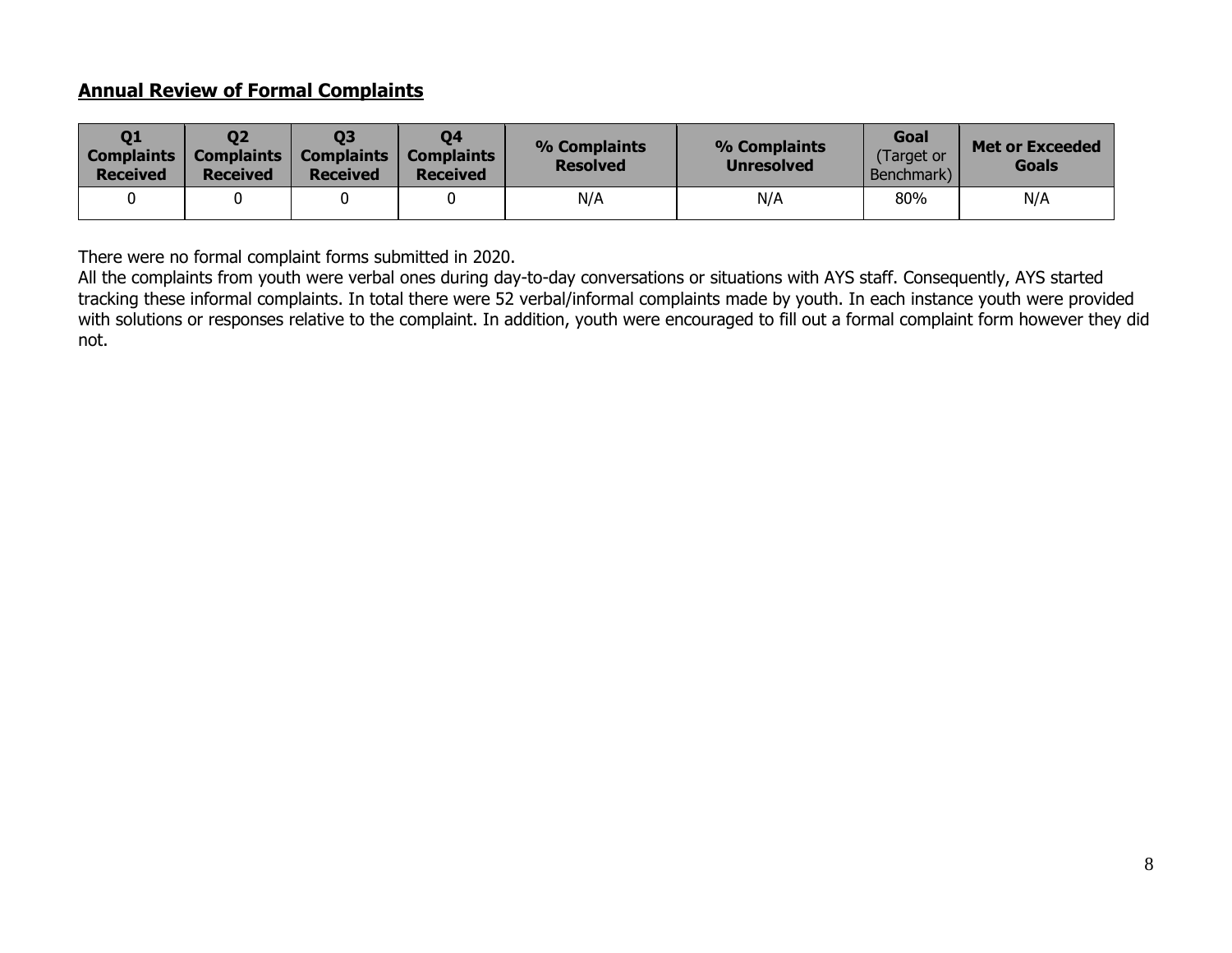## Annual Review of Formal Complaints

| Q1 Complaints Received | Q2 Complaints Received | Q3 Complaints Received | Q4 Complaints Received | % Complaints Resolved | % Complaints Unresolved | Goal (Target or Benchmark) | Met or Exceeded Goals |
|---|---|---|---|---|---|---|---|
| 0 | 0 | 0 | 0 | N/A | N/A | 80% | N/A |

There were no formal complaint forms submitted in 2020.

All the complaints from youth were verbal ones during day-to-day conversations or situations with AYS staff. Consequently, AYS started tracking these informal complaints. In total there were 52 verbal/informal complaints made by youth. In each instance youth were provided with solutions or responses relative to the complaint. In addition, youth were encouraged to fill out a formal complaint form however they did not.